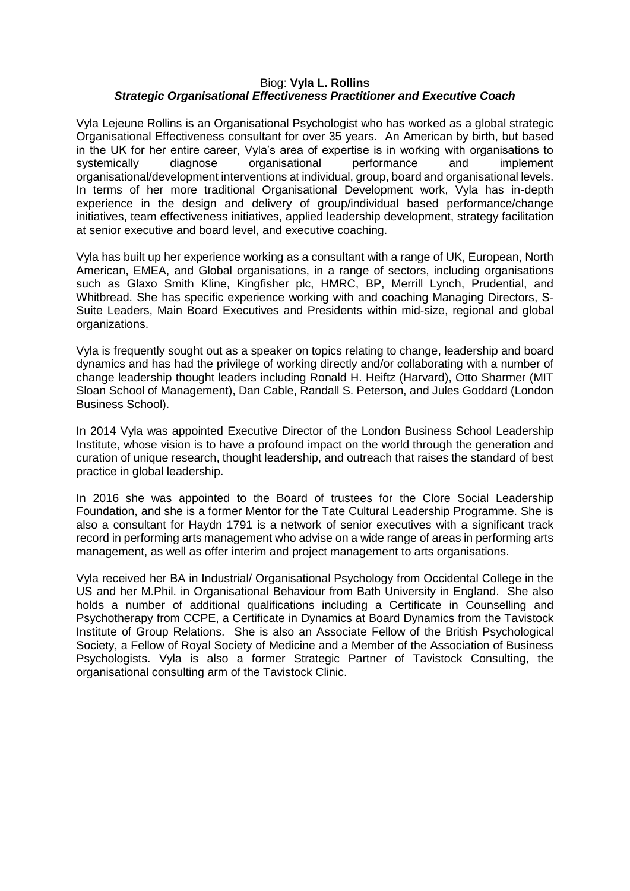Biog: **Vyla L. Rollins**
***Strategic Organisational Effectiveness Practitioner and Executive Coach***

Vyla Lejeune Rollins is an Organisational Psychologist who has worked as a global strategic Organisational Effectiveness consultant for over 35 years. An American by birth, but based in the UK for her entire career, Vyla's area of expertise is in working with organisations to systemically diagnose organisational performance and implement organisational/development interventions at individual, group, board and organisational levels. In terms of her more traditional Organisational Development work, Vyla has in-depth experience in the design and delivery of group/individual based performance/change initiatives, team effectiveness initiatives, applied leadership development, strategy facilitation at senior executive and board level, and executive coaching.

Vyla has built up her experience working as a consultant with a range of UK, European, North American, EMEA, and Global organisations, in a range of sectors, including organisations such as Glaxo Smith Kline, Kingfisher plc, HMRC, BP, Merrill Lynch, Prudential, and Whitbread. She has specific experience working with and coaching Managing Directors, S-Suite Leaders, Main Board Executives and Presidents within mid-size, regional and global organizations.

Vyla is frequently sought out as a speaker on topics relating to change, leadership and board dynamics and has had the privilege of working directly and/or collaborating with a number of change leadership thought leaders including Ronald H. Heiftz (Harvard), Otto Sharmer (MIT Sloan School of Management), Dan Cable, Randall S. Peterson, and Jules Goddard (London Business School).

In 2014 Vyla was appointed Executive Director of the London Business School Leadership Institute, whose vision is to have a profound impact on the world through the generation and curation of unique research, thought leadership, and outreach that raises the standard of best practice in global leadership.

In 2016 she was appointed to the Board of trustees for the Clore Social Leadership Foundation, and she is a former Mentor for the Tate Cultural Leadership Programme. She is also a consultant for Haydn 1791 is a network of senior executives with a significant track record in performing arts management who advise on a wide range of areas in performing arts management, as well as offer interim and project management to arts organisations.

Vyla received her BA in Industrial/ Organisational Psychology from Occidental College in the US and her M.Phil. in Organisational Behaviour from Bath University in England. She also holds a number of additional qualifications including a Certificate in Counselling and Psychotherapy from CCPE, a Certificate in Dynamics at Board Dynamics from the Tavistock Institute of Group Relations. She is also an Associate Fellow of the British Psychological Society, a Fellow of Royal Society of Medicine and a Member of the Association of Business Psychologists. Vyla is also a former Strategic Partner of Tavistock Consulting, the organisational consulting arm of the Tavistock Clinic.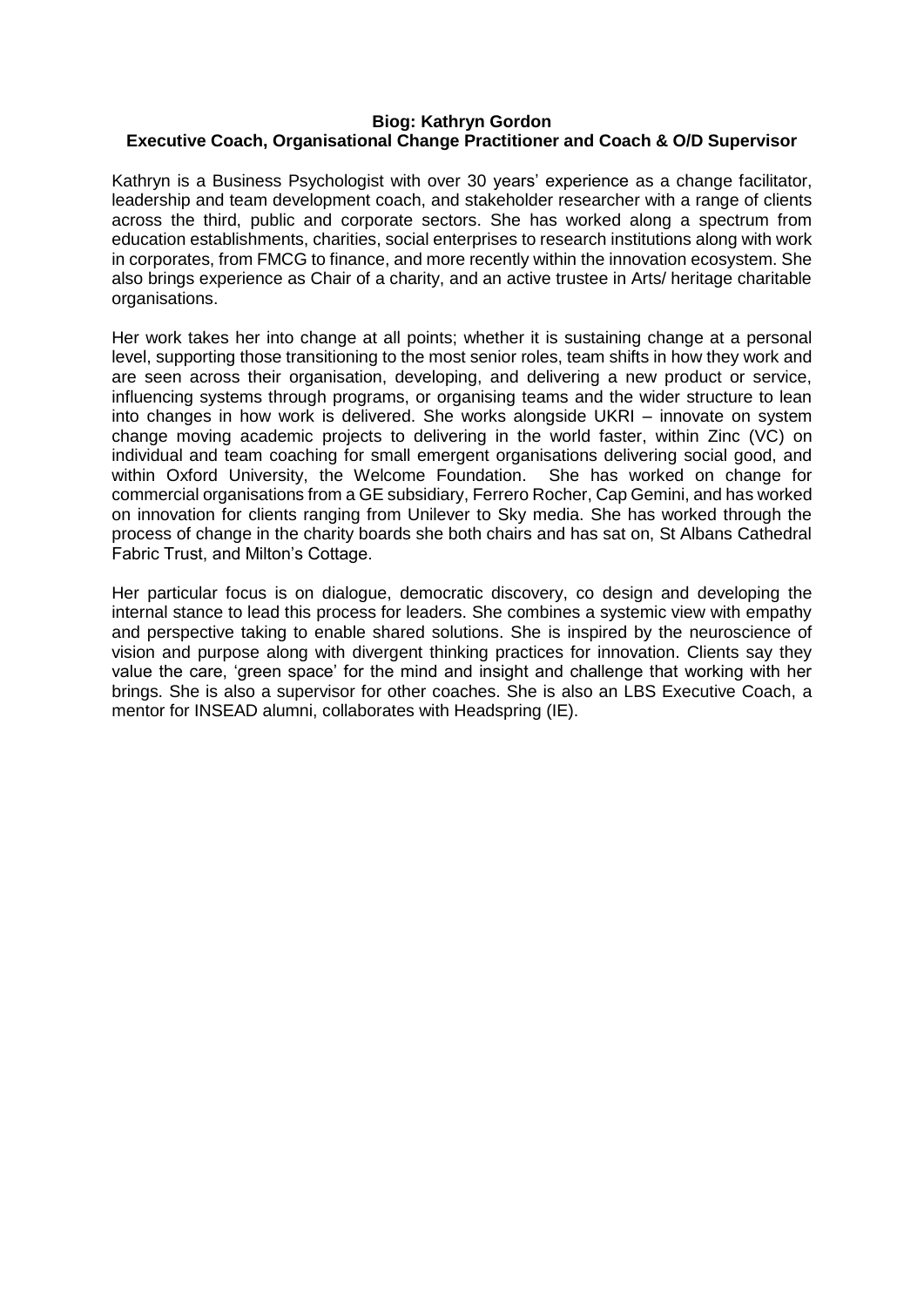**Biog: Kathryn Gordon**

**Executive Coach, Organisational Change Practitioner and Coach & O/D Supervisor**

Kathryn is a Business Psychologist with over 30 years' experience as a change facilitator, leadership and team development coach, and stakeholder researcher with a range of clients across the third, public and corporate sectors. She has worked along a spectrum from education establishments, charities, social enterprises to research institutions along with work in corporates, from FMCG to finance, and more recently within the innovation ecosystem. She also brings experience as Chair of a charity, and an active trustee in Arts/ heritage charitable organisations.

Her work takes her into change at all points; whether it is sustaining change at a personal level, supporting those transitioning to the most senior roles, team shifts in how they work and are seen across their organisation, developing, and delivering a new product or service, influencing systems through programs, or organising teams and the wider structure to lean into changes in how work is delivered. She works alongside UKRI – innovate on system change moving academic projects to delivering in the world faster, within Zinc (VC) on individual and team coaching for small emergent organisations delivering social good, and within Oxford University, the Welcome Foundation. She has worked on change for commercial organisations from a GE subsidiary, Ferrero Rocher, Cap Gemini, and has worked on innovation for clients ranging from Unilever to Sky media. She has worked through the process of change in the charity boards she both chairs and has sat on, St Albans Cathedral Fabric Trust, and Milton's Cottage.

Her particular focus is on dialogue, democratic discovery, co design and developing the internal stance to lead this process for leaders. She combines a systemic view with empathy and perspective taking to enable shared solutions. She is inspired by the neuroscience of vision and purpose along with divergent thinking practices for innovation. Clients say they value the care, 'green space' for the mind and insight and challenge that working with her brings. She is also a supervisor for other coaches. She is also an LBS Executive Coach, a mentor for INSEAD alumni, collaborates with Headspring (IE).